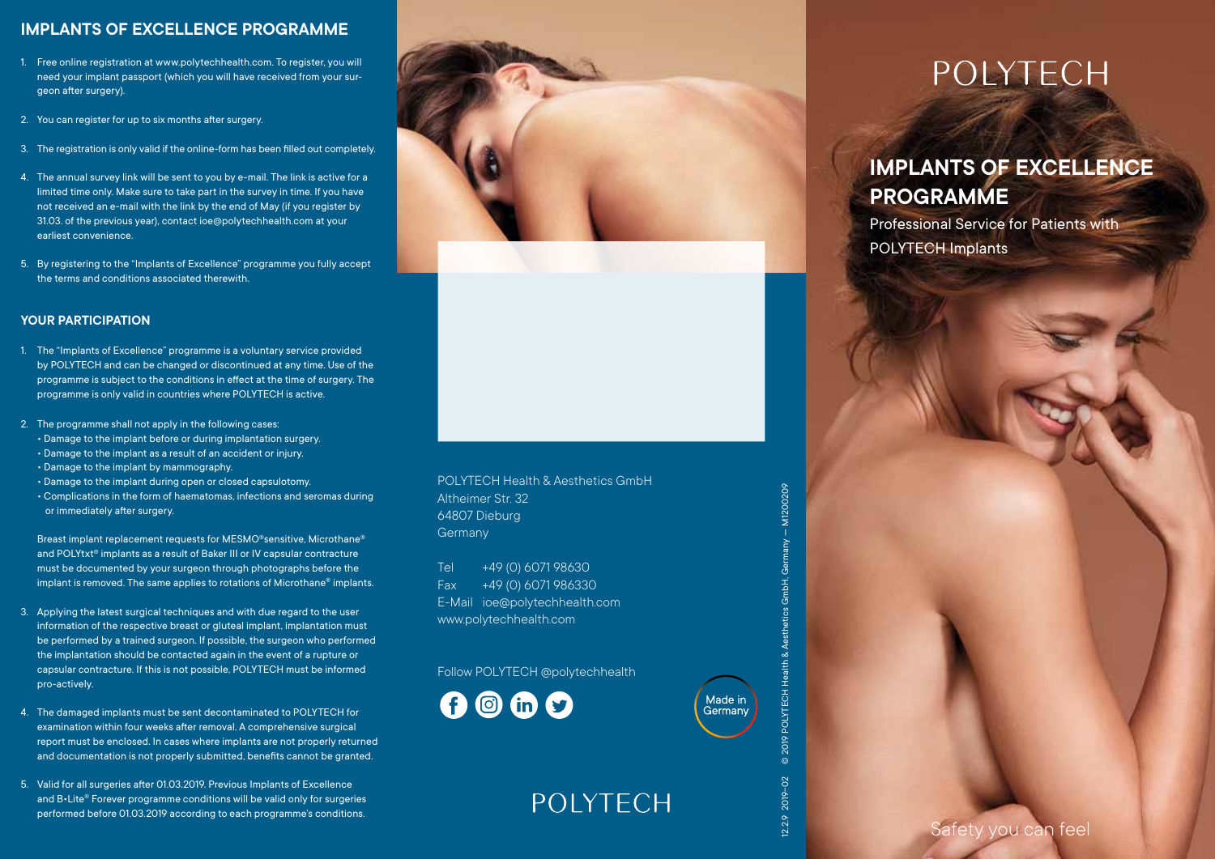## IMPLANTS OF EXCELLENCE PROGRAMME

1. Free online registration at www.polytechhealth.com. To register, you will need your implant passport (which you will have received from your surgeon after surgery).
2. You can register for up to six months after surgery.
3. The registration is only valid if the online-form has been filled out completely.
4. The annual survey link will be sent to you by e-mail. The link is active for a limited time only. Make sure to take part in the survey in time. If you have not received an e-mail with the link by the end of May (if you register by 31.03. of the previous year), contact ioe@polytechhealth.com at your earliest convenience.
5. By registering to the "Implants of Excellence" programme you fully accept the terms and conditions associated therewith.

## YOUR PARTICIPATION

1. The "Implants of Excellence" programme is a voluntary service provided by POLYTECH and can be changed or discontinued at any time. Use of the programme is subject to the conditions in effect at the time of surgery. The programme is only valid in countries where POLYTECH is active.
2. The programme shall not apply in the following cases:
   - Damage to the implant before or during implantation surgery.
   - Damage to the implant as a result of an accident or injury.
   - Damage to the implant by mammography.
   - Damage to the implant during open or closed capsulotomy.
   - Complications in the form of haematomas, infections and seromas during or immediately after surgery.

   Breast implant replacement requests for MESMO®sensitive, Microthane® and POLYtxt® implants as a result of Baker III or IV capsular contracture must be documented by your surgeon through photographs before the implant is removed. The same applies to rotations of Microthane® implants.
3. Applying the latest surgical techniques and with due regard to the user information of the respective breast or gluteal implant, implantation must be performed by a trained surgeon. If possible, the surgeon who performed the implantation should be contacted again in the event of a rupture or capsular contracture. If this is not possible, POLYTECH must be informed pro-actively.
4. The damaged implants must be sent decontaminated to POLYTECH for examination within four weeks after removal. A comprehensive surgical report must be enclosed. In cases where implants are not properly returned and documentation is not properly submitted, benefits cannot be granted.
5. Valid for all surgeries after 01.03.2019. Previous Implants of Excellence and B•Lite® Forever programme conditions will be valid only for surgeries performed before 01.03.2019 according to each programme's conditions.

POLYTECH Health & Aesthetics GmbH
Altheimer Str. 32
64807 Dieburg
Germany

Tel +49 (0) 6071 98630
Fax +49 (0) 6071 986330
E-Mail ioe@polytechhealth.com
www.polytechhealth.com

Follow POLYTECH @polytechhealth

Made in Germany

POLYTECH

12.2.9 2019-02 © 2019 POLYTECH Health & Aesthetics GmbH, Germany — M1200209

# POLYTECH

## IMPLANTS OF EXCELLENCE PROGRAMME

Professional Service for Patients with POLYTECH Implants

Safety you can feel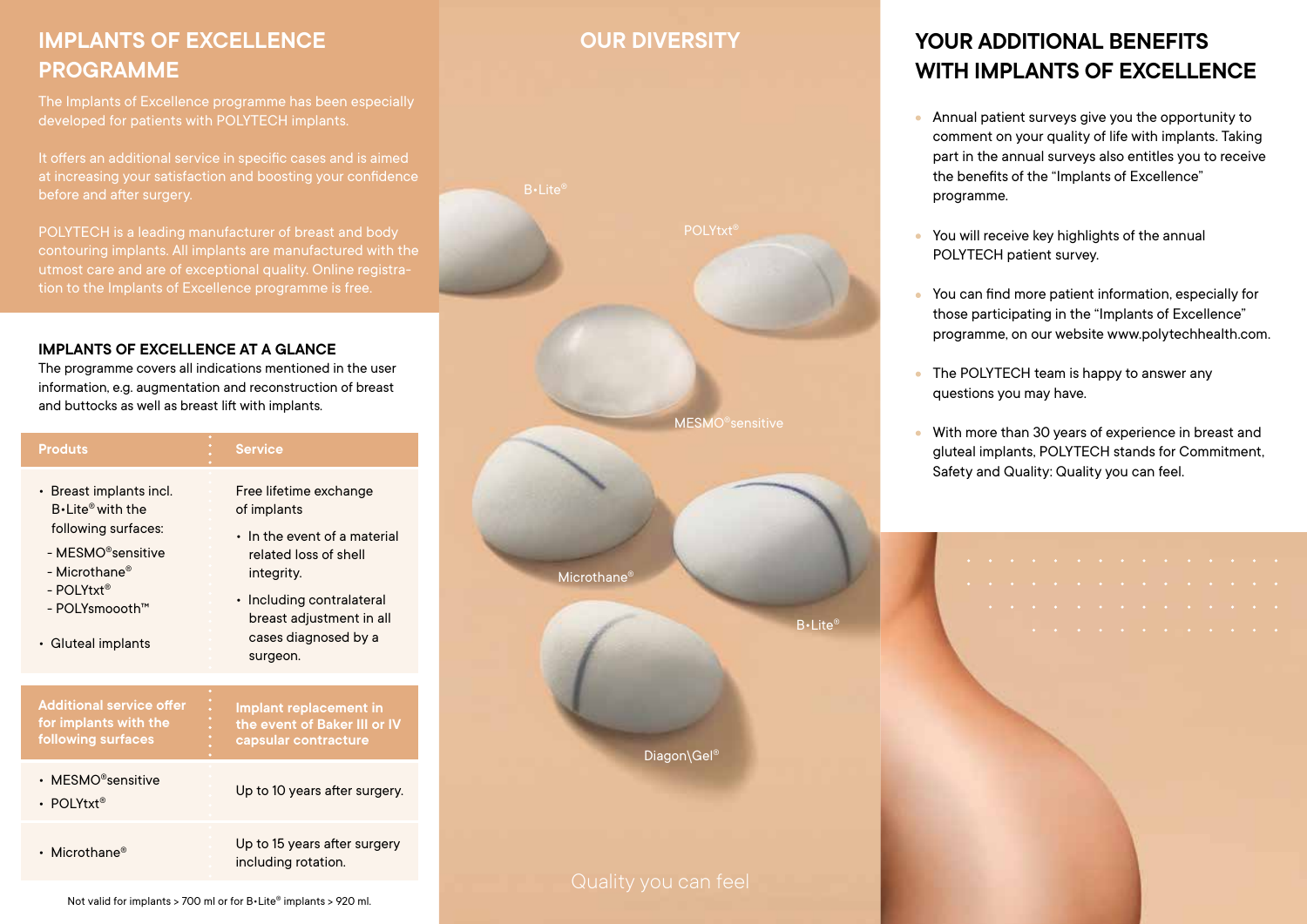## IMPLANTS OF EXCELLENCE PROGRAMME

The Implants of Excellence programme has been especially developed for patients with POLYTECH implants.

It offers an additional service in specific cases and is aimed at increasing your satisfaction and boosting your confidence before and after surgery.

POLYTECH is a leading manufacturer of breast and body contouring implants. All implants are manufactured with the utmost care and are of exceptional quality. Online registration to the Implants of Excellence programme is free.

### IMPLANTS OF EXCELLENCE AT A GLANCE

The programme covers all indications mentioned in the user information, e.g. augmentation and reconstruction of breast and buttocks as well as breast lift with implants.

| Produts | Service |
|---|---|
| • Breast implants incl. B•Lite® with the following surfaces:<br>- MESMO®sensitive<br>- Microthane®<br>- POLYtxt®<br>- POLYsmoooth™<br>• Gluteal implants | Free lifetime exchange of implants<br>• In the event of a material related loss of shell integrity.<br>• Including contralateral breast adjustment in all cases diagnosed by a surgeon. |

| Additional service offer for implants with the following surfaces | Implant replacement in the event of Baker III or IV capsular contracture |
|---|---|
| • MESMO®sensitive<br>• POLYtxt® | Up to 10 years after surgery. |
| • Microthane® | Up to 15 years after surgery including rotation. |

Not valid for implants > 700 ml or for B•Lite® implants > 920 ml.

## OUR DIVERSITY

B•Lite®

POLYtxt®

MESMO®sensitive

Microthane®

B•Lite®

Diagon\Gel®

Quality you can feel

## YOUR ADDITIONAL BENEFITS WITH IMPLANTS OF EXCELLENCE

- Annual patient surveys give you the opportunity to comment on your quality of life with implants. Taking part in the annual surveys also entitles you to receive the benefits of the "Implants of Excellence" programme.
- You will receive key highlights of the annual POLYTECH patient survey.
- You can find more patient information, especially for those participating in the "Implants of Excellence" programme, on our website www.polytechhealth.com.
- The POLYTECH team is happy to answer any questions you may have.
- With more than 30 years of experience in breast and gluteal implants, POLYTECH stands for Commitment, Safety and Quality: Quality you can feel.